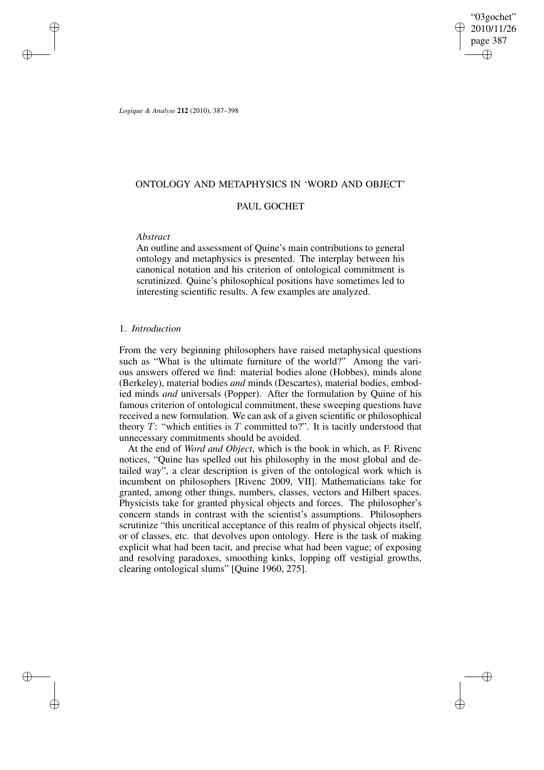# ONTOLOGY AND METAPHYSICS IN 'WORD AND OBJECT'

## PAUL GOCHET

*Abstract*

An outline and assessment of Quine's main contributions to general ontology and metaphysics is presented. The interplay between his canonical notation and his criterion of ontological commitment is scrutinized. Quine's philosophical positions have sometimes led to interesting scientific results. A few examples are analyzed.

## 1. *Introduction*

From the very beginning philosophers have raised metaphysical questions such as "What is the ultimate furniture of the world?" Among the various answers offered we find: material bodies alone (Hobbes), minds alone (Berkeley), material bodies *and* minds (Descartes), material bodies, embodied minds *and* universals (Popper). After the formulation by Quine of his famous criterion of ontological commitment, these sweeping questions have received a new formulation. We can ask of a given scientific or philosophical theory $T$: "which entities is $T$ committed to?". It is tacitly understood that unnecessary commitments should be avoided.

At the end of *Word and Object*, which is the book in which, as F. Rivenc notices, "Quine has spelled out his philosophy in the most global and detailed way", a clear description is given of the ontological work which is incumbent on philosophers [Rivenc 2009, VII]. Mathematicians take for granted, among other things, numbers, classes, vectors and Hilbert spaces. Physicists take for granted physical objects and forces. The philosopher's concern stands in contrast with the scientist's assumptions. Philosophers scrutinize "this uncritical acceptance of this realm of physical objects itself, or of classes, etc. that devolves upon ontology. Here is the task of making explicit what had been tacit, and precise what had been vague; of exposing and resolving paradoxes, smoothing kinks, lopping off vestigial growths, clearing ontological slums" [Quine 1960, 275].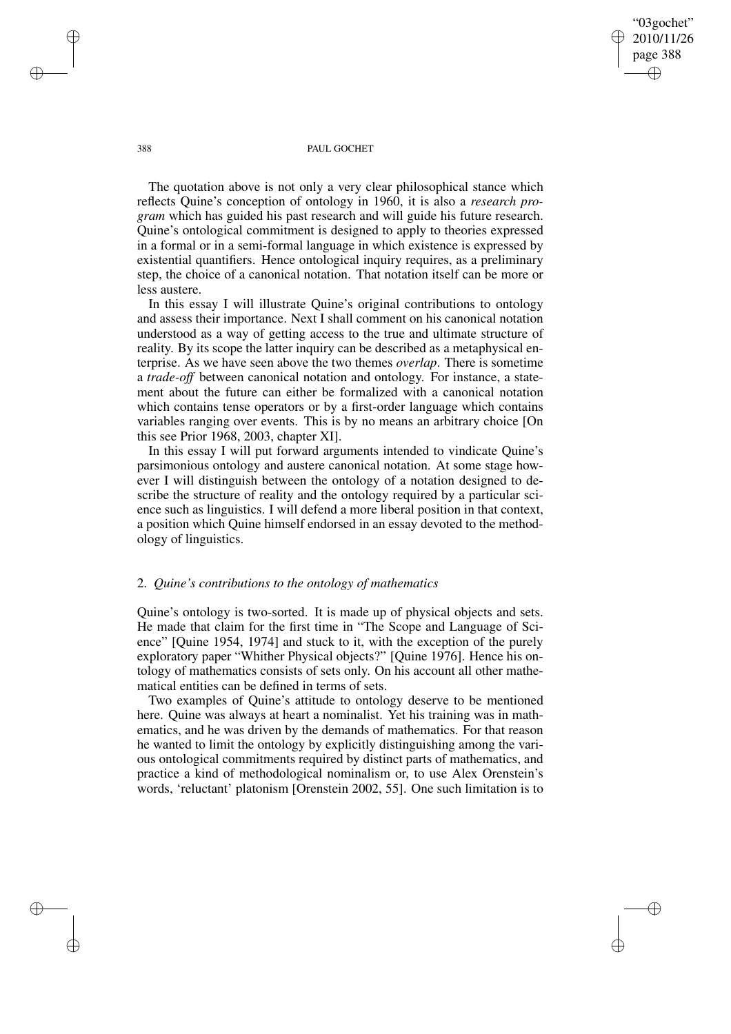The quotation above is not only a very clear philosophical stance which reflects Quine's conception of ontology in 1960, it is also a *research program* which has guided his past research and will guide his future research. Quine's ontological commitment is designed to apply to theories expressed in a formal or in a semi-formal language in which existence is expressed by existential quantifiers. Hence ontological inquiry requires, as a preliminary step, the choice of a canonical notation. That notation itself can be more or less austere.

In this essay I will illustrate Quine's original contributions to ontology and assess their importance. Next I shall comment on his canonical notation understood as a way of getting access to the true and ultimate structure of reality. By its scope the latter inquiry can be described as a metaphysical enterprise. As we have seen above the two themes *overlap*. There is sometime a *trade-off* between canonical notation and ontology. For instance, a statement about the future can either be formalized with a canonical notation which contains tense operators or by a first-order language which contains variables ranging over events. This is by no means an arbitrary choice [On this see Prior 1968, 2003, chapter XI].

In this essay I will put forward arguments intended to vindicate Quine's parsimonious ontology and austere canonical notation. At some stage however I will distinguish between the ontology of a notation designed to describe the structure of reality and the ontology required by a particular science such as linguistics. I will defend a more liberal position in that context, a position which Quine himself endorsed in an essay devoted to the methodology of linguistics.

## 2. *Quine's contributions to the ontology of mathematics*

Quine's ontology is two-sorted. It is made up of physical objects and sets. He made that claim for the first time in "The Scope and Language of Science" [Quine 1954, 1974] and stuck to it, with the exception of the purely exploratory paper "Whither Physical objects?" [Quine 1976]. Hence his ontology of mathematics consists of sets only. On his account all other mathematical entities can be defined in terms of sets.

Two examples of Quine's attitude to ontology deserve to be mentioned here. Quine was always at heart a nominalist. Yet his training was in mathematics, and he was driven by the demands of mathematics. For that reason he wanted to limit the ontology by explicitly distinguishing among the various ontological commitments required by distinct parts of mathematics, and practice a kind of methodological nominalism or, to use Alex Orenstein's words, 'reluctant' platonism [Orenstein 2002, 55]. One such limitation is to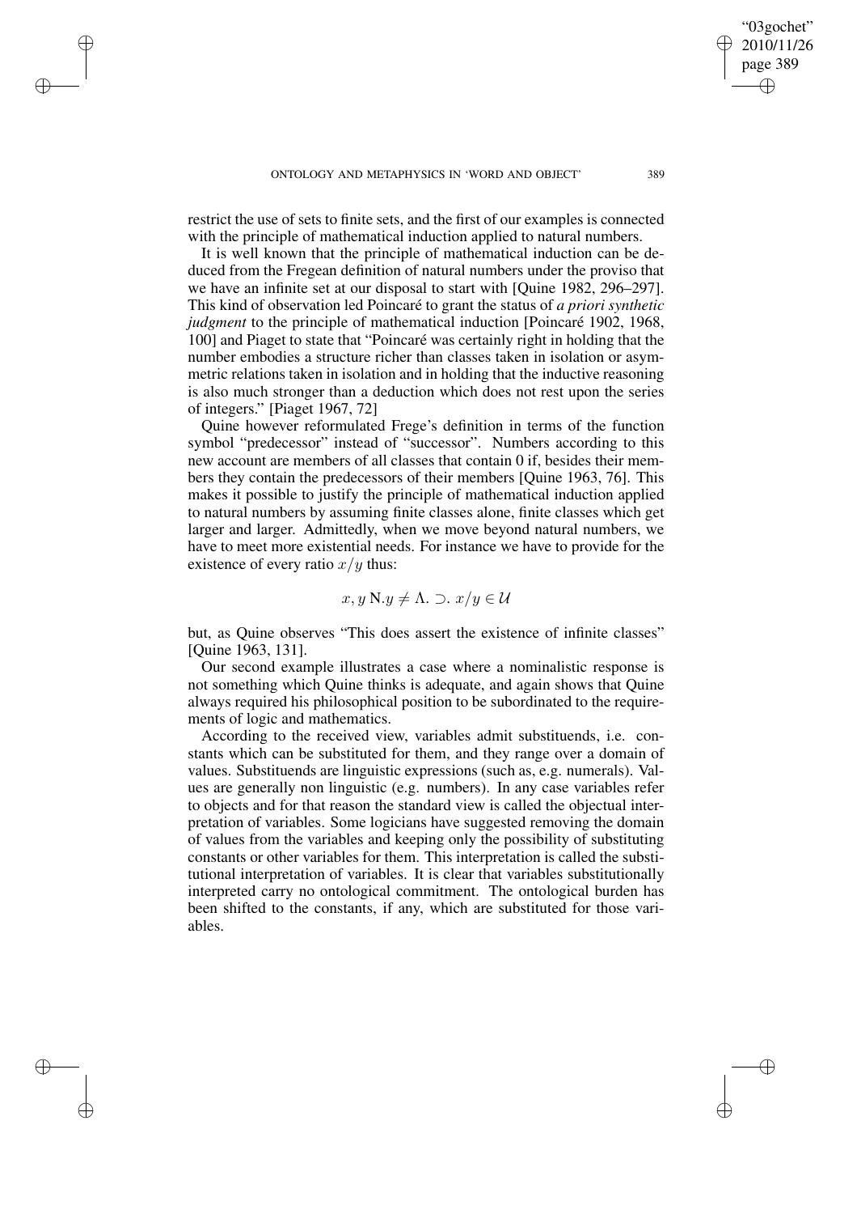restrict the use of sets to finite sets, and the first of our examples is connected with the principle of mathematical induction applied to natural numbers.

It is well known that the principle of mathematical induction can be deduced from the Fregean definition of natural numbers under the proviso that we have an infinite set at our disposal to start with [Quine 1982, 296–297]. This kind of observation led Poincaré to grant the status of *a priori synthetic judgment* to the principle of mathematical induction [Poincaré 1902, 1968, 100] and Piaget to state that "Poincaré was certainly right in holding that the number embodies a structure richer than classes taken in isolation or asymmetric relations taken in isolation and in holding that the inductive reasoning is also much stronger than a deduction which does not rest upon the series of integers." [Piaget 1967, 72]

Quine however reformulated Frege's definition in terms of the function symbol "predecessor" instead of "successor". Numbers according to this new account are members of all classes that contain 0 if, besides their members they contain the predecessors of their members [Quine 1963, 76]. This makes it possible to justify the principle of mathematical induction applied to natural numbers by assuming finite classes alone, finite classes which get larger and larger. Admittedly, when we move beyond natural numbers, we have to meet more existential needs. For instance we have to provide for the existence of every ratio $x/y$ thus:

$$x, y\, \mathrm{N}.y \neq \Lambda. \supset. \, x/y \in \mathcal{U}$$

but, as Quine observes "This does assert the existence of infinite classes" [Quine 1963, 131].

Our second example illustrates a case where a nominalistic response is not something which Quine thinks is adequate, and again shows that Quine always required his philosophical position to be subordinated to the requirements of logic and mathematics.

According to the received view, variables admit substituends, i.e. constants which can be substituted for them, and they range over a domain of values. Substituends are linguistic expressions (such as, e.g. numerals). Values are generally non linguistic (e.g. numbers). In any case variables refer to objects and for that reason the standard view is called the objectual interpretation of variables. Some logicians have suggested removing the domain of values from the variables and keeping only the possibility of substituting constants or other variables for them. This interpretation is called the substitutional interpretation of variables. It is clear that variables substitutionally interpreted carry no ontological commitment. The ontological burden has been shifted to the constants, if any, which are substituted for those variables.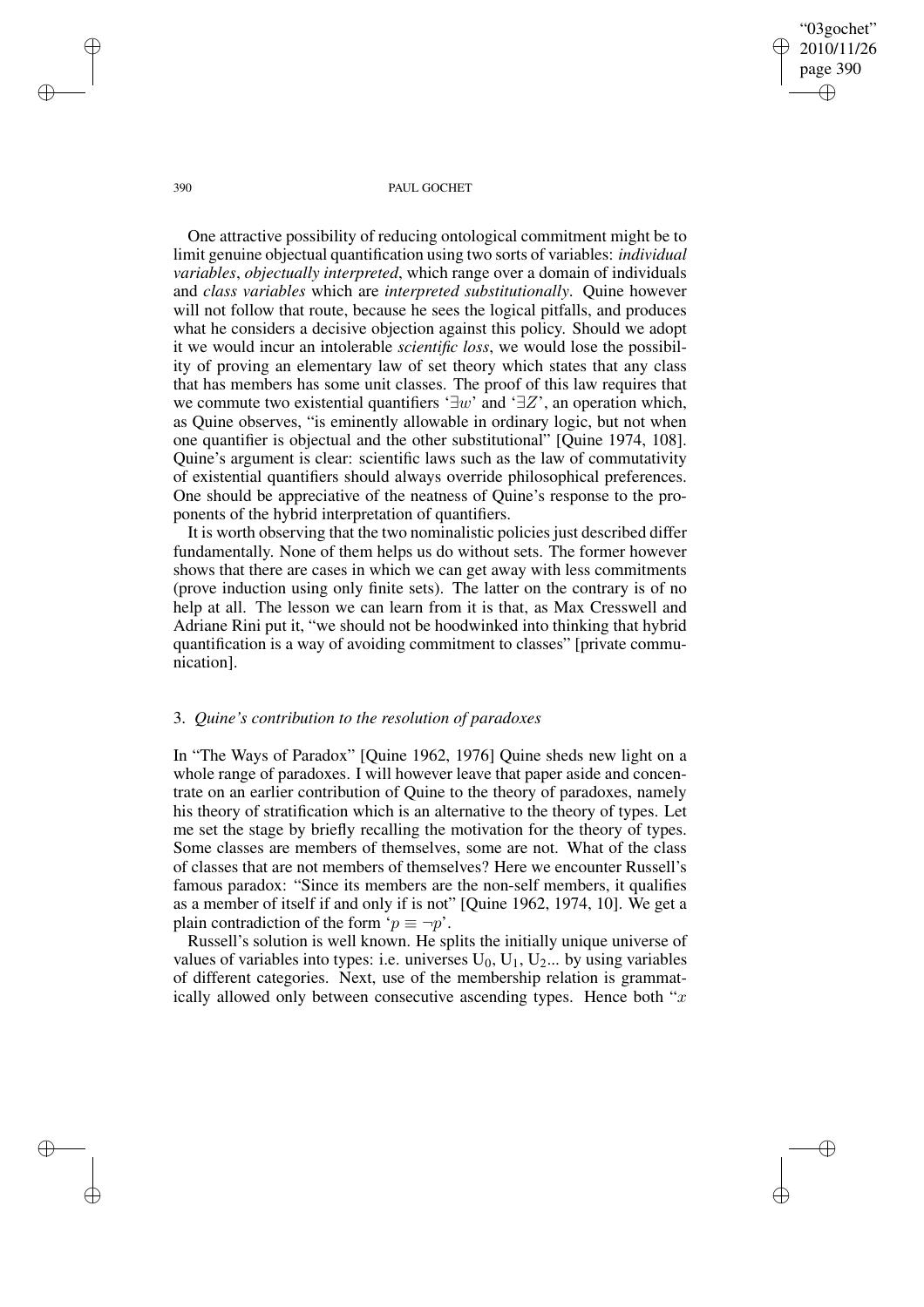One attractive possibility of reducing ontological commitment might be to limit genuine objectual quantification using two sorts of variables: *individual variables*, *objectually interpreted*, which range over a domain of individuals and *class variables* which are *interpreted substitutionally*. Quine however will not follow that route, because he sees the logical pitfalls, and produces what he considers a decisive objection against this policy. Should we adopt it we would incur an intolerable *scientific loss*, we would lose the possibility of proving an elementary law of set theory which states that any class that has members has some unit classes. The proof of this law requires that we commute two existential quantifiers '$\exists w$' and '$\exists Z$', an operation which, as Quine observes, "is eminently allowable in ordinary logic, but not when one quantifier is objectual and the other substitutional" [Quine 1974, 108]. Quine's argument is clear: scientific laws such as the law of commutativity of existential quantifiers should always override philosophical preferences. One should be appreciative of the neatness of Quine's response to the proponents of the hybrid interpretation of quantifiers.

It is worth observing that the two nominalistic policies just described differ fundamentally. None of them helps us do without sets. The former however shows that there are cases in which we can get away with less commitments (prove induction using only finite sets). The latter on the contrary is of no help at all. The lesson we can learn from it is that, as Max Cresswell and Adriane Rini put it, "we should not be hoodwinked into thinking that hybrid quantification is a way of avoiding commitment to classes" [private communication].

## 3. *Quine's contribution to the resolution of paradoxes*

In "The Ways of Paradox" [Quine 1962, 1976] Quine sheds new light on a whole range of paradoxes. I will however leave that paper aside and concentrate on an earlier contribution of Quine to the theory of paradoxes, namely his theory of stratification which is an alternative to the theory of types. Let me set the stage by briefly recalling the motivation for the theory of types. Some classes are members of themselves, some are not. What of the class of classes that are not members of themselves? Here we encounter Russell's famous paradox: "Since its members are the non-self members, it qualifies as a member of itself if and only if is not" [Quine 1962, 1974, 10]. We get a plain contradiction of the form '$p \equiv \neg p$'.

Russell's solution is well known. He splits the initially unique universe of values of variables into types: i.e. universes $U_0$, $U_1$, $U_2$... by using variables of different categories. Next, use of the membership relation is grammatically allowed only between consecutive ascending types. Hence both "$x$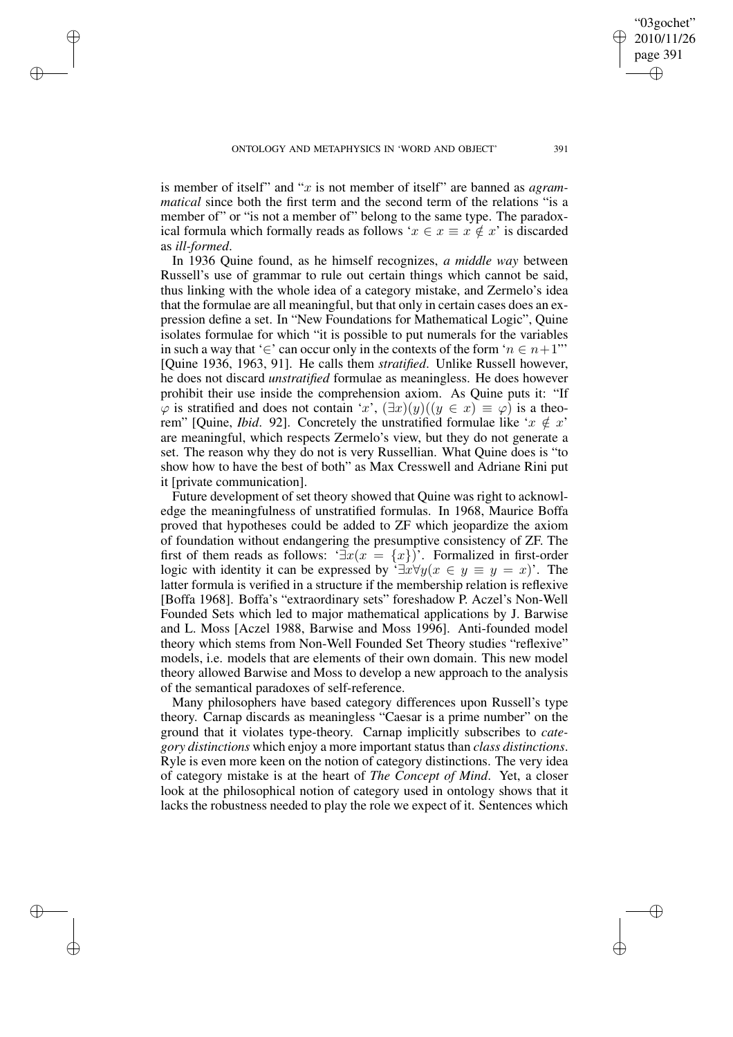is member of itself" and "$x$ is not member of itself" are banned as *agrammatical* since both the first term and the second term of the relations "is a member of" or "is not a member of" belong to the same type. The paradoxical formula which formally reads as follows '$x \in x \equiv x \notin x$' is discarded as *ill-formed*.

In 1936 Quine found, as he himself recognizes, *a middle way* between Russell's use of grammar to rule out certain things which cannot be said, thus linking with the whole idea of a category mistake, and Zermelo's idea that the formulae are all meaningful, but that only in certain cases does an expression define a set. In "New Foundations for Mathematical Logic", Quine isolates formulae for which "it is possible to put numerals for the variables in such a way that '$\in$' can occur only in the contexts of the form '$n \in n+1$'" [Quine 1936, 1963, 91]. He calls them *stratified*. Unlike Russell however, he does not discard *unstratified* formulae as meaningless. He does however prohibit their use inside the comprehension axiom. As Quine puts it: "If $\varphi$ is stratified and does not contain '$x$', $(\exists x)(y)((y \in x) \equiv \varphi)$ is a theorem" [Quine, *Ibid*. 92]. Concretely the unstratified formulae like '$x \notin x$' are meaningful, which respects Zermelo's view, but they do not generate a set. The reason why they do not is very Russellian. What Quine does is "to show how to have the best of both" as Max Cresswell and Adriane Rini put it [private communication].

Future development of set theory showed that Quine was right to acknowledge the meaningfulness of unstratified formulas. In 1968, Maurice Boffa proved that hypotheses could be added to ZF which jeopardize the axiom of foundation without endangering the presumptive consistency of ZF. The first of them reads as follows: '$\exists x(x = \{x\})$'. Formalized in first-order logic with identity it can be expressed by '$\exists x \forall y(x \in y \equiv y = x)$'. The latter formula is verified in a structure if the membership relation is reflexive [Boffa 1968]. Boffa's "extraordinary sets" foreshadow P. Aczel's Non-Well Founded Sets which led to major mathematical applications by J. Barwise and L. Moss [Aczel 1988, Barwise and Moss 1996]. Anti-founded model theory which stems from Non-Well Founded Set Theory studies "reflexive" models, i.e. models that are elements of their own domain. This new model theory allowed Barwise and Moss to develop a new approach to the analysis of the semantical paradoxes of self-reference.

Many philosophers have based category differences upon Russell's type theory. Carnap discards as meaningless "Caesar is a prime number" on the ground that it violates type-theory. Carnap implicitly subscribes to *category distinctions* which enjoy a more important status than *class distinctions*. Ryle is even more keen on the notion of category distinctions. The very idea of category mistake is at the heart of *The Concept of Mind*. Yet, a closer look at the philosophical notion of category used in ontology shows that it lacks the robustness needed to play the role we expect of it. Sentences which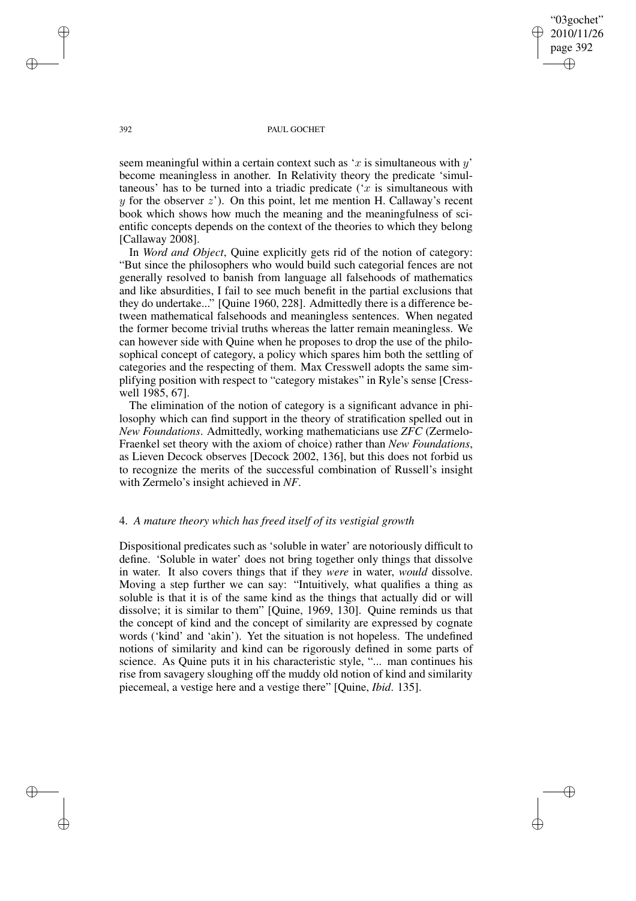seem meaningful within a certain context such as '$x$ is simultaneous with $y$' become meaningless in another. In Relativity theory the predicate 'simultaneous' has to be turned into a triadic predicate ('$x$ is simultaneous with $y$ for the observer $z$'). On this point, let me mention H. Callaway's recent book which shows how much the meaning and the meaningfulness of scientific concepts depends on the context of the theories to which they belong [Callaway 2008].

In *Word and Object*, Quine explicitly gets rid of the notion of category: "But since the philosophers who would build such categorial fences are not generally resolved to banish from language all falsehoods of mathematics and like absurdities, I fail to see much benefit in the partial exclusions that they do undertake..." [Quine 1960, 228]. Admittedly there is a difference between mathematical falsehoods and meaningless sentences. When negated the former become trivial truths whereas the latter remain meaningless. We can however side with Quine when he proposes to drop the use of the philosophical concept of category, a policy which spares him both the settling of categories and the respecting of them. Max Cresswell adopts the same simplifying position with respect to "category mistakes" in Ryle's sense [Cresswell 1985, 67].

The elimination of the notion of category is a significant advance in philosophy which can find support in the theory of stratification spelled out in *New Foundations*. Admittedly, working mathematicians use *ZFC* (Zermelo-Fraenkel set theory with the axiom of choice) rather than *New Foundations*, as Lieven Decock observes [Decock 2002, 136], but this does not forbid us to recognize the merits of the successful combination of Russell's insight with Zermelo's insight achieved in *NF*.

## 4. *A mature theory which has freed itself of its vestigial growth*

Dispositional predicates such as 'soluble in water' are notoriously difficult to define. 'Soluble in water' does not bring together only things that dissolve in water. It also covers things that if they *were* in water, *would* dissolve. Moving a step further we can say: "Intuitively, what qualifies a thing as soluble is that it is of the same kind as the things that actually did or will dissolve; it is similar to them" [Quine, 1969, 130]. Quine reminds us that the concept of kind and the concept of similarity are expressed by cognate words ('kind' and 'akin'). Yet the situation is not hopeless. The undefined notions of similarity and kind can be rigorously defined in some parts of science. As Quine puts it in his characteristic style, "... man continues his rise from savagery sloughing off the muddy old notion of kind and similarity piecemeal, a vestige here and a vestige there" [Quine, *Ibid*. 135].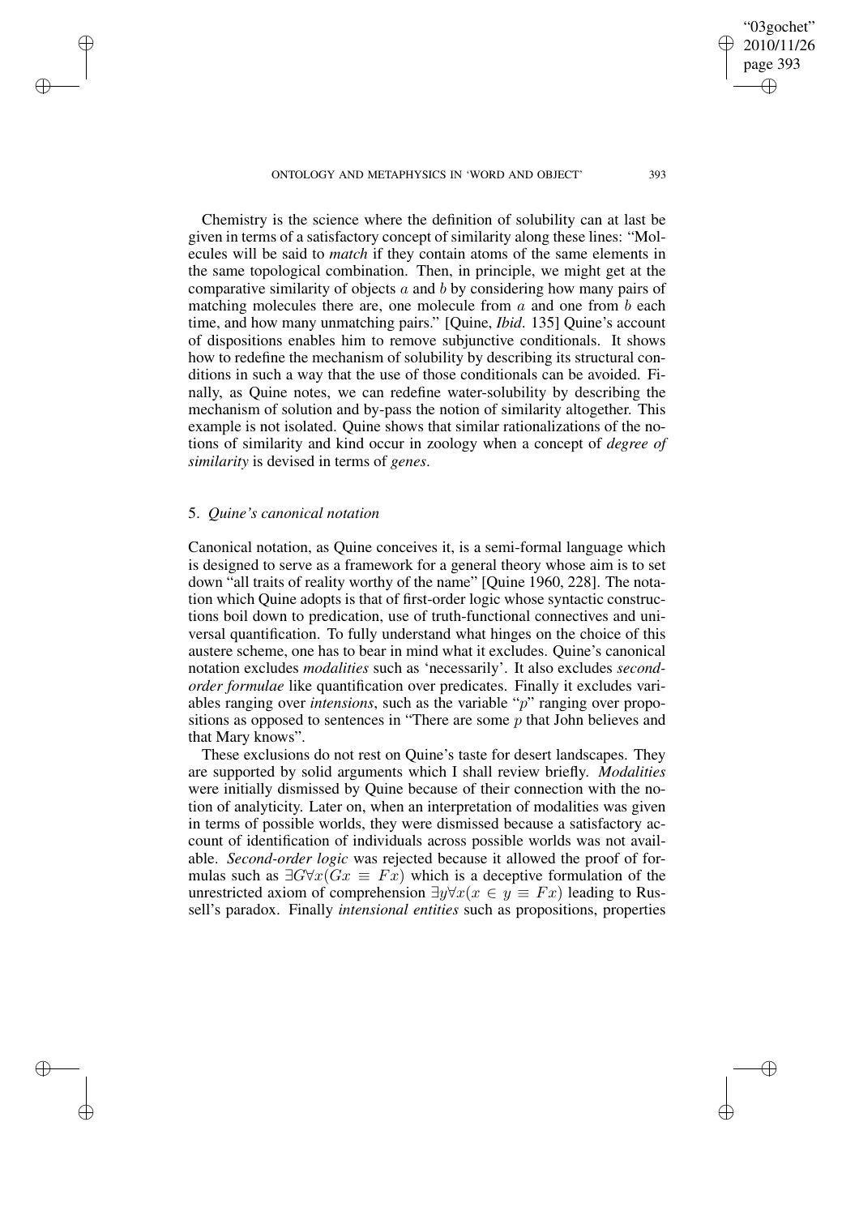Chemistry is the science where the definition of solubility can at last be given in terms of a satisfactory concept of similarity along these lines: "Molecules will be said to *match* if they contain atoms of the same elements in the same topological combination. Then, in principle, we might get at the comparative similarity of objects $a$ and $b$ by considering how many pairs of matching molecules there are, one molecule from $a$ and one from $b$ each time, and how many unmatching pairs." [Quine, *Ibid*. 135] Quine's account of dispositions enables him to remove subjunctive conditionals. It shows how to redefine the mechanism of solubility by describing its structural conditions in such a way that the use of those conditionals can be avoided. Finally, as Quine notes, we can redefine water-solubility by describing the mechanism of solution and by-pass the notion of similarity altogether. This example is not isolated. Quine shows that similar rationalizations of the notions of similarity and kind occur in zoology when a concept of *degree of similarity* is devised in terms of *genes*.

## 5. *Quine's canonical notation*

Canonical notation, as Quine conceives it, is a semi-formal language which is designed to serve as a framework for a general theory whose aim is to set down "all traits of reality worthy of the name" [Quine 1960, 228]. The notation which Quine adopts is that of first-order logic whose syntactic constructions boil down to predication, use of truth-functional connectives and universal quantification. To fully understand what hinges on the choice of this austere scheme, one has to bear in mind what it excludes. Quine's canonical notation excludes *modalities* such as 'necessarily'. It also excludes *second-order formulae* like quantification over predicates. Finally it excludes variables ranging over *intensions*, such as the variable "$p$" ranging over propositions as opposed to sentences in "There are some $p$ that John believes and that Mary knows".

These exclusions do not rest on Quine's taste for desert landscapes. They are supported by solid arguments which I shall review briefly. *Modalities* were initially dismissed by Quine because of their connection with the notion of analyticity. Later on, when an interpretation of modalities was given in terms of possible worlds, they were dismissed because a satisfactory account of identification of individuals across possible worlds was not available. *Second-order logic* was rejected because it allowed the proof of formulas such as $\exists G \forall x (Gx \equiv Fx)$ which is a deceptive formulation of the unrestricted axiom of comprehension $\exists y \forall x (x \in y \equiv Fx)$ leading to Russell's paradox. Finally *intensional entities* such as propositions, properties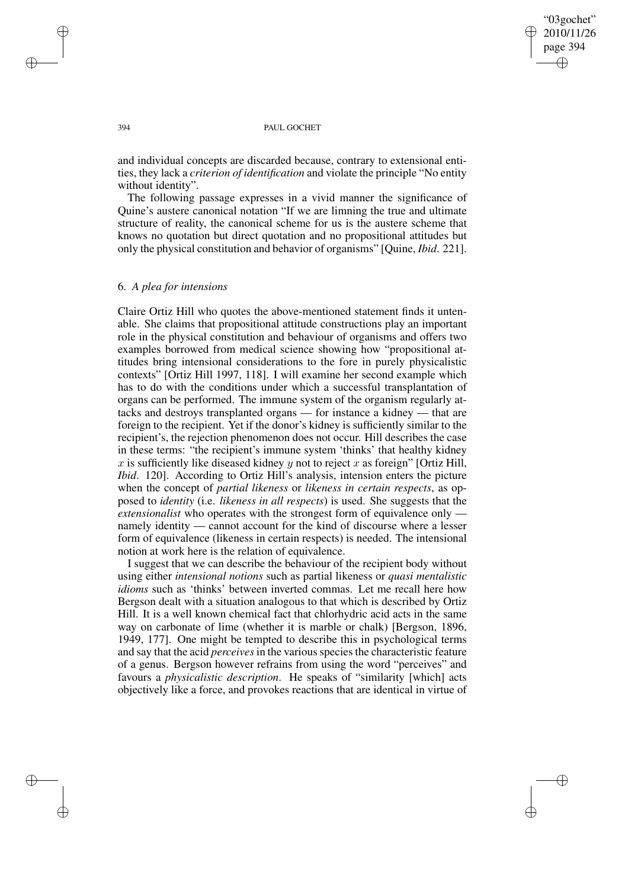and individual concepts are discarded because, contrary to extensional entities, they lack a *criterion of identification* and violate the principle "No entity without identity".

The following passage expresses in a vivid manner the significance of Quine's austere canonical notation "If we are limning the true and ultimate structure of reality, the canonical scheme for us is the austere scheme that knows no quotation but direct quotation and no propositional attitudes but only the physical constitution and behavior of organisms" [Quine, *Ibid*. 221].

## 6. *A plea for intensions*

Claire Ortiz Hill who quotes the above-mentioned statement finds it untenable. She claims that propositional attitude constructions play an important role in the physical constitution and behaviour of organisms and offers two examples borrowed from medical science showing how "propositional attitudes bring intensional considerations to the fore in purely physicalistic contexts" [Ortiz Hill 1997, 118]. I will examine her second example which has to do with the conditions under which a successful transplantation of organs can be performed. The immune system of the organism regularly attacks and destroys transplanted organs — for instance a kidney — that are foreign to the recipient. Yet if the donor's kidney is sufficiently similar to the recipient's, the rejection phenomenon does not occur. Hill describes the case in these terms: "the recipient's immune system 'thinks' that healthy kidney $x$ is sufficiently like diseased kidney $y$ not to reject $x$ as foreign" [Ortiz Hill, *Ibid*. 120]. According to Ortiz Hill's analysis, intension enters the picture when the concept of *partial likeness* or *likeness in certain respects*, as opposed to *identity* (i.e. *likeness in all respects*) is used. She suggests that the *extensionalist* who operates with the strongest form of equivalence only — namely identity — cannot account for the kind of discourse where a lesser form of equivalence (likeness in certain respects) is needed. The intensional notion at work here is the relation of equivalence.

I suggest that we can describe the behaviour of the recipient body without using either *intensional notions* such as partial likeness or *quasi mentalistic idioms* such as 'thinks' between inverted commas. Let me recall here how Bergson dealt with a situation analogous to that which is described by Ortiz Hill. It is a well known chemical fact that chlorhydric acid acts in the same way on carbonate of lime (whether it is marble or chalk) [Bergson, 1896, 1949, 177]. One might be tempted to describe this in psychological terms and say that the acid *perceives* in the various species the characteristic feature of a genus. Bergson however refrains from using the word "perceives" and favours a *physicalistic description*. He speaks of "similarity [which] acts objectively like a force, and provokes reactions that are identical in virtue of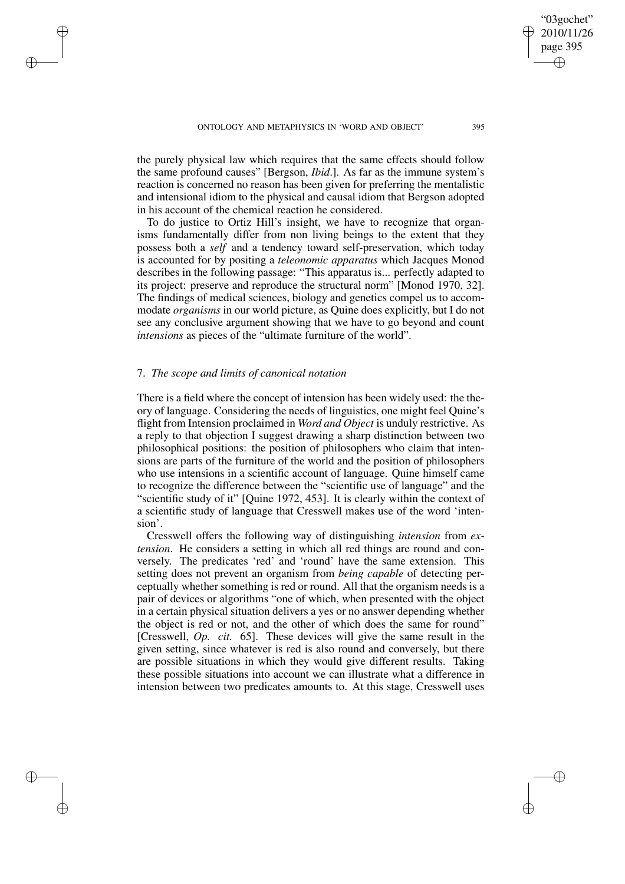the purely physical law which requires that the same effects should follow the same profound causes" [Bergson, *Ibid*.]. As far as the immune system's reaction is concerned no reason has been given for preferring the mentalistic and intensional idiom to the physical and causal idiom that Bergson adopted in his account of the chemical reaction he considered.

To do justice to Ortiz Hill's insight, we have to recognize that organisms fundamentally differ from non living beings to the extent that they possess both a *self* and a tendency toward self-preservation, which today is accounted for by positing a *teleonomic apparatus* which Jacques Monod describes in the following passage: "This apparatus is... perfectly adapted to its project: preserve and reproduce the structural norm" [Monod 1970, 32]. The findings of medical sciences, biology and genetics compel us to accommodate *organisms* in our world picture, as Quine does explicitly, but I do not see any conclusive argument showing that we have to go beyond and count *intensions* as pieces of the "ultimate furniture of the world".

## 7. *The scope and limits of canonical notation*

There is a field where the concept of intension has been widely used: the theory of language. Considering the needs of linguistics, one might feel Quine's flight from Intension proclaimed in *Word and Object* is unduly restrictive. As a reply to that objection I suggest drawing a sharp distinction between two philosophical positions: the position of philosophers who claim that intensions are parts of the furniture of the world and the position of philosophers who use intensions in a scientific account of language. Quine himself came to recognize the difference between the "scientific use of language" and the "scientific study of it" [Quine 1972, 453]. It is clearly within the context of a scientific study of language that Cresswell makes use of the word 'intension'.

Cresswell offers the following way of distinguishing *intension* from *extension*. He considers a setting in which all red things are round and conversely. The predicates 'red' and 'round' have the same extension. This setting does not prevent an organism from *being capable* of detecting perceptually whether something is red or round. All that the organism needs is a pair of devices or algorithms "one of which, when presented with the object in a certain physical situation delivers a yes or no answer depending whether the object is red or not, and the other of which does the same for round" [Cresswell, *Op. cit.* 65]. These devices will give the same result in the given setting, since whatever is red is also round and conversely, but there are possible situations in which they would give different results. Taking these possible situations into account we can illustrate what a difference in intension between two predicates amounts to. At this stage, Cresswell uses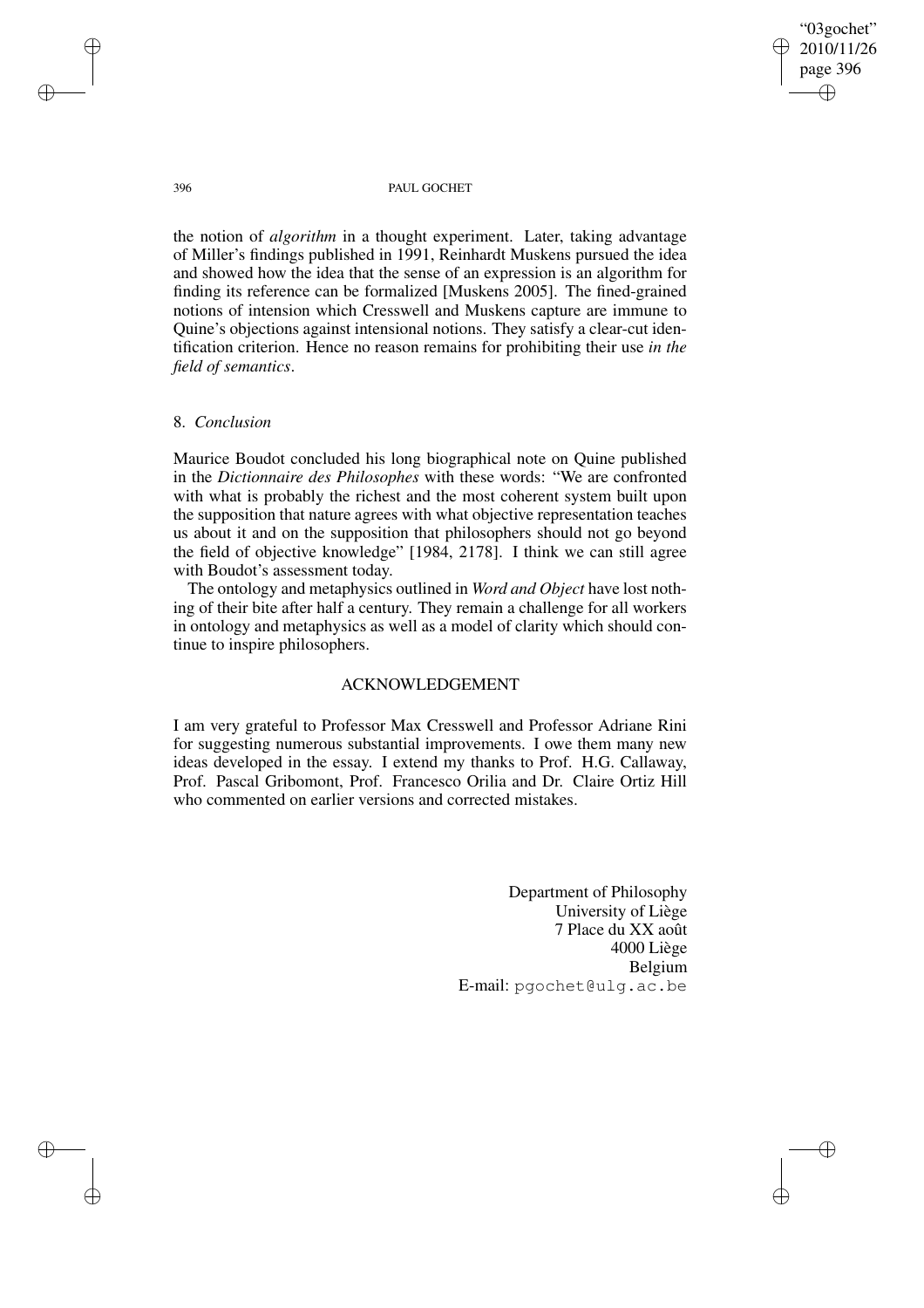the notion of *algorithm* in a thought experiment. Later, taking advantage of Miller's findings published in 1991, Reinhardt Muskens pursued the idea and showed how the idea that the sense of an expression is an algorithm for finding its reference can be formalized [Muskens 2005]. The fined-grained notions of intension which Cresswell and Muskens capture are immune to Quine's objections against intensional notions. They satisfy a clear-cut identification criterion. Hence no reason remains for prohibiting their use *in the field of semantics*.

## 8. *Conclusion*

Maurice Boudot concluded his long biographical note on Quine published in the *Dictionnaire des Philosophes* with these words: "We are confronted with what is probably the richest and the most coherent system built upon the supposition that nature agrees with what objective representation teaches us about it and on the supposition that philosophers should not go beyond the field of objective knowledge" [1984, 2178]. I think we can still agree with Boudot's assessment today.

The ontology and metaphysics outlined in *Word and Object* have lost nothing of their bite after half a century. They remain a challenge for all workers in ontology and metaphysics as well as a model of clarity which should continue to inspire philosophers.

## ACKNOWLEDGEMENT

I am very grateful to Professor Max Cresswell and Professor Adriane Rini for suggesting numerous substantial improvements. I owe them many new ideas developed in the essay. I extend my thanks to Prof. H.G. Callaway, Prof. Pascal Gribomont, Prof. Francesco Orilia and Dr. Claire Ortiz Hill who commented on earlier versions and corrected mistakes.

Department of Philosophy
University of Liège
7 Place du XX août
4000 Liège
Belgium
E-mail: pgochet@ulg.ac.be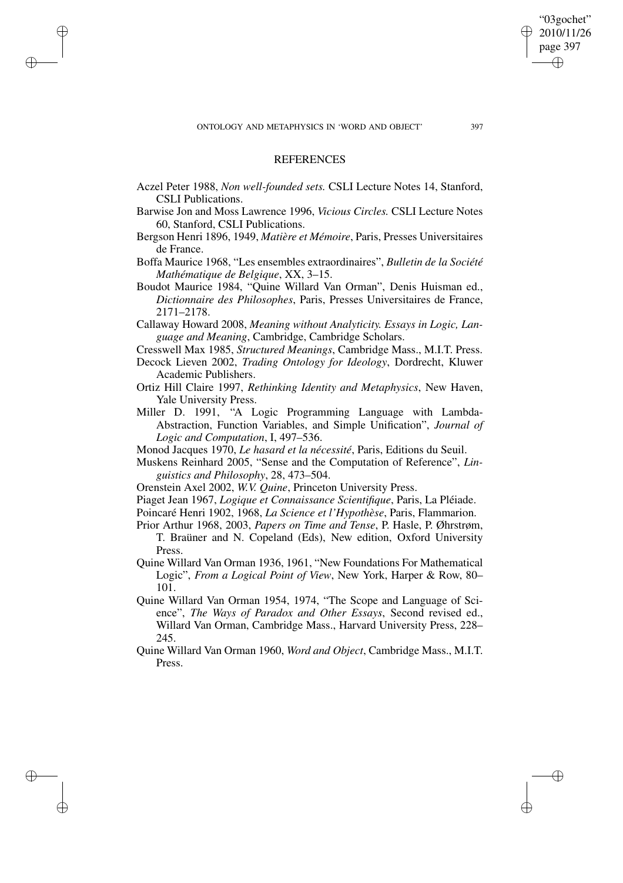## REFERENCES

Aczel Peter 1988, *Non well-founded sets.* CSLI Lecture Notes 14, Stanford, CSLI Publications.

Barwise Jon and Moss Lawrence 1996, *Vicious Circles.* CSLI Lecture Notes 60, Stanford, CSLI Publications.

Bergson Henri 1896, 1949, *Matière et Mémoire*, Paris, Presses Universitaires de France.

Boffa Maurice 1968, "Les ensembles extraordinaires", *Bulletin de la Société Mathématique de Belgique*, XX, 3–15.

Boudot Maurice 1984, "Quine Willard Van Orman", Denis Huisman ed., *Dictionnaire des Philosophes*, Paris, Presses Universitaires de France, 2171–2178.

Callaway Howard 2008, *Meaning without Analyticity. Essays in Logic, Language and Meaning*, Cambridge, Cambridge Scholars.

Cresswell Max 1985, *Structured Meanings*, Cambridge Mass., M.I.T. Press.

Decock Lieven 2002, *Trading Ontology for Ideology*, Dordrecht, Kluwer Academic Publishers.

Ortiz Hill Claire 1997, *Rethinking Identity and Metaphysics*, New Haven, Yale University Press.

Miller D. 1991, "A Logic Programming Language with Lambda-Abstraction, Function Variables, and Simple Unification", *Journal of Logic and Computation*, I, 497–536.

Monod Jacques 1970, *Le hasard et la nécessité*, Paris, Editions du Seuil.

Muskens Reinhard 2005, "Sense and the Computation of Reference", *Linguistics and Philosophy*, 28, 473–504.

Orenstein Axel 2002, *W.V. Quine*, Princeton University Press.

Piaget Jean 1967, *Logique et Connaissance Scientifique*, Paris, La Pléiade.

Poincaré Henri 1902, 1968, *La Science et l'Hypothèse*, Paris, Flammarion.

Prior Arthur 1968, 2003, *Papers on Time and Tense*, P. Hasle, P. Øhrstrøm, T. Braüner and N. Copeland (Eds), New edition, Oxford University Press.

Quine Willard Van Orman 1936, 1961, "New Foundations For Mathematical Logic", *From a Logical Point of View*, New York, Harper & Row, 80–101.

Quine Willard Van Orman 1954, 1974, "The Scope and Language of Science", *The Ways of Paradox and Other Essays*, Second revised ed., Willard Van Orman, Cambridge Mass., Harvard University Press, 228–245.

Quine Willard Van Orman 1960, *Word and Object*, Cambridge Mass., M.I.T. Press.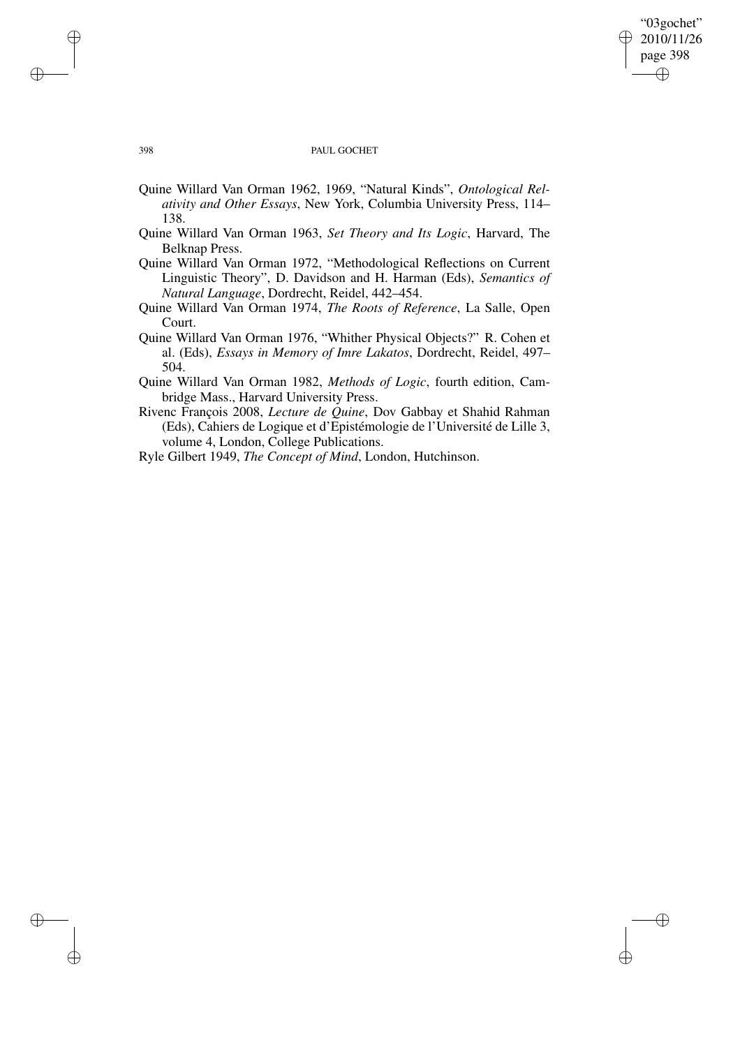Quine Willard Van Orman 1962, 1969, "Natural Kinds", *Ontological Relativity and Other Essays*, New York, Columbia University Press, 114–138.

Quine Willard Van Orman 1963, *Set Theory and Its Logic*, Harvard, The Belknap Press.

Quine Willard Van Orman 1972, "Methodological Reflections on Current Linguistic Theory", D. Davidson and H. Harman (Eds), *Semantics of Natural Language*, Dordrecht, Reidel, 442–454.

Quine Willard Van Orman 1974, *The Roots of Reference*, La Salle, Open Court.

Quine Willard Van Orman 1976, "Whither Physical Objects?" R. Cohen et al. (Eds), *Essays in Memory of Imre Lakatos*, Dordrecht, Reidel, 497–504.

Quine Willard Van Orman 1982, *Methods of Logic*, fourth edition, Cambridge Mass., Harvard University Press.

Rivenc François 2008, *Lecture de Quine*, Dov Gabbay et Shahid Rahman (Eds), Cahiers de Logique et d'Épistémologie de l'Université de Lille 3, volume 4, London, College Publications.

Ryle Gilbert 1949, *The Concept of Mind*, London, Hutchinson.